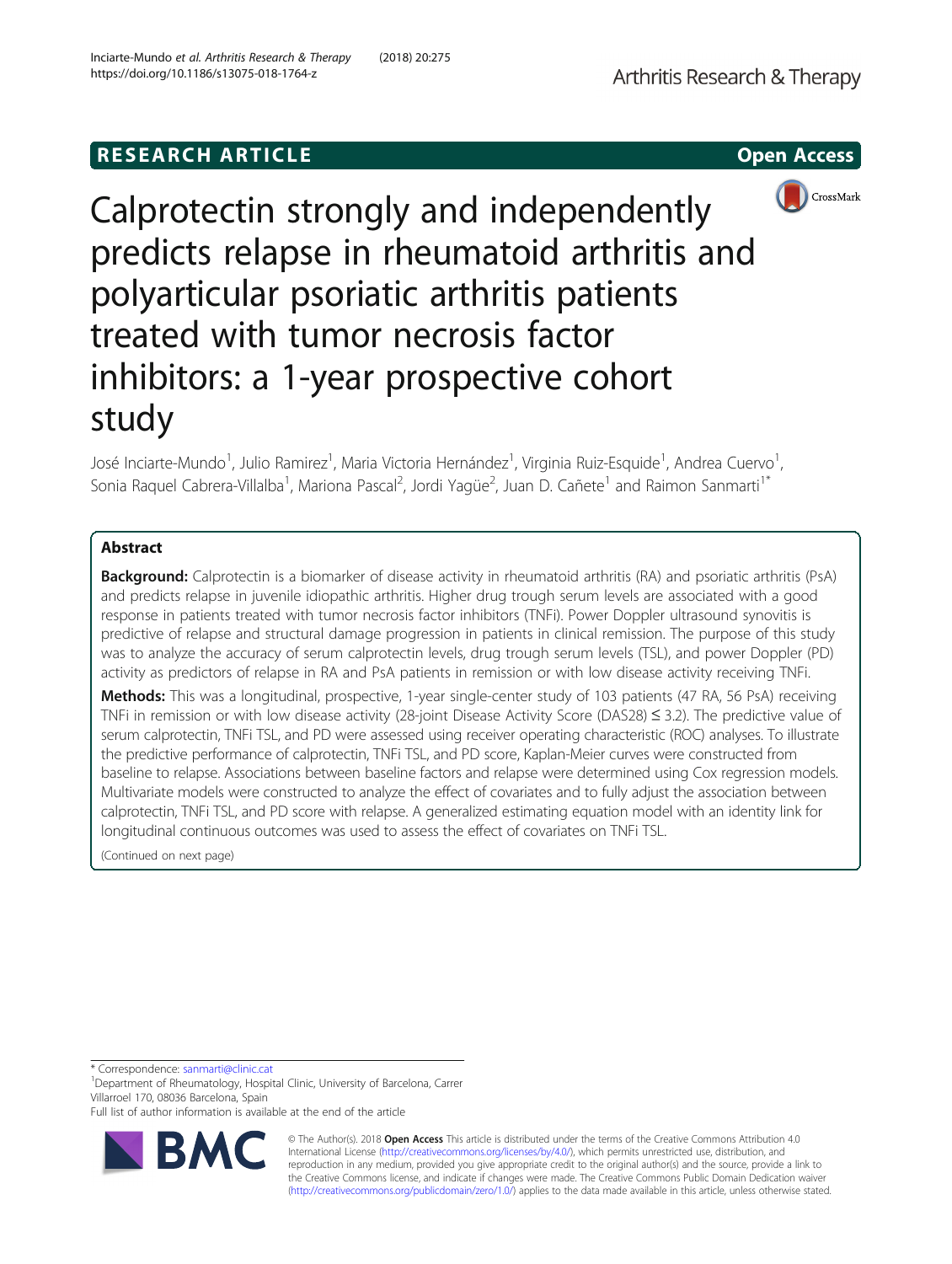RESEARCH ARTICLE

Open Access

# Calprotectin strongly and independently predicts relapse in rheumatoid arthritis and polyarticular psoriatic arthritis patients treated with tumor necrosis factor inhibitors: a 1-year prospective cohort study

José Inciarte-Mundo[1], Julio Ramirez[1], Maria Victoria Hernández[1], Virginia Ruiz-Esquide[1], Andrea Cuervo[1], Sonia Raquel Cabrera-Villalba[1], Mariona Pascal[2], Jordi Yagüe[2], Juan D. Cañete[1] and Raimon Sanmarti[1*]

## Abstract

**Background:** Calprotectin is a biomarker of disease activity in rheumatoid arthritis (RA) and psoriatic arthritis (PsA) and predicts relapse in juvenile idiopathic arthritis. Higher drug trough serum levels are associated with a good response in patients treated with tumor necrosis factor inhibitors (TNFi). Power Doppler ultrasound synovitis is predictive of relapse and structural damage progression in patients in clinical remission. The purpose of this study was to analyze the accuracy of serum calprotectin levels, drug trough serum levels (TSL), and power Doppler (PD) activity as predictors of relapse in RA and PsA patients in remission or with low disease activity receiving TNFi.

**Methods:** This was a longitudinal, prospective, 1-year single-center study of 103 patients (47 RA, 56 PsA) receiving TNFi in remission or with low disease activity (28-joint Disease Activity Score (DAS28) ≤ 3.2). The predictive value of serum calprotectin, TNFi TSL, and PD were assessed using receiver operating characteristic (ROC) analyses. To illustrate the predictive performance of calprotectin, TNFi TSL, and PD score, Kaplan-Meier curves were constructed from baseline to relapse. Associations between baseline factors and relapse were determined using Cox regression models. Multivariate models were constructed to analyze the effect of covariates and to fully adjust the association between calprotectin, TNFi TSL, and PD score with relapse. A generalized estimating equation model with an identity link for longitudinal continuous outcomes was used to assess the effect of covariates on TNFi TSL.

(Continued on next page)

* Correspondence: sanmarti@clinic.cat
[1]Department of Rheumatology, Hospital Clinic, University of Barcelona, Carrer Villarroel 170, 08036 Barcelona, Spain
Full list of author information is available at the end of the article

© The Author(s). 2018 **Open Access** This article is distributed under the terms of the Creative Commons Attribution 4.0 International License (http://creativecommons.org/licenses/by/4.0/), which permits unrestricted use, distribution, and reproduction in any medium, provided you give appropriate credit to the original author(s) and the source, provide a link to the Creative Commons license, and indicate if changes were made. The Creative Commons Public Domain Dedication waiver (http://creativecommons.org/publicdomain/zero/1.0/) applies to the data made available in this article, unless otherwise stated.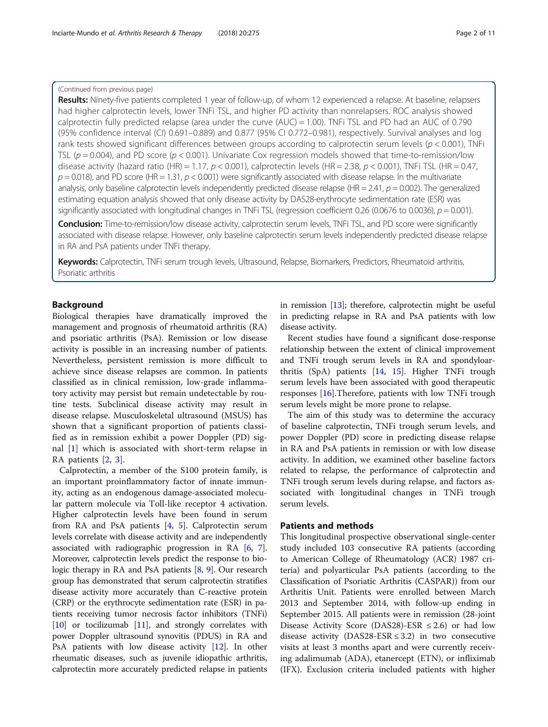(Continued from previous page)

**Results:** Ninety-five patients completed 1 year of follow-up, of whom 12 experienced a relapse. At baseline, relapsers had higher calprotectin levels, lower TNFi TSL, and higher PD activity than nonrelapsers. ROC analysis showed calprotectin fully predicted relapse (area under the curve (AUC) = 1.00). TNFi TSL and PD had an AUC of 0.790 (95% confidence interval (CI) 0.691–0.889) and 0.877 (95% CI 0.772–0.981), respectively. Survival analyses and log rank tests showed significant differences between groups according to calprotectin serum levels ($p < 0.001$), TNFi TSL ($p = 0.004$), and PD score ($p < 0.001$). Univariate Cox regression models showed that time-to-remission/low disease activity (hazard ratio (HR) = 1.17, $p < 0.001$), calprotectin levels (HR = 2.38, $p < 0.001$), TNFi TSL (HR = 0.47, $p = 0.018$), and PD score (HR = 1.31, $p < 0.001$) were significantly associated with disease relapse. In the multivariate analysis, only baseline calprotectin levels independently predicted disease relapse (HR = 2.41, $p = 0.002$). The generalized estimating equation analysis showed that only disease activity by DAS28-erythrocyte sedimentation rate (ESR) was significantly associated with longitudinal changes in TNFi TSL (regression coefficient 0.26 (0.0676 to 0.0036), $p = 0.001$).

**Conclusion:** Time-to-remission/low disease activity, calprotectin serum levels, TNFi TSL, and PD score were significantly associated with disease relapse. However, only baseline calprotectin serum levels independently predicted disease relapse in RA and PsA patients under TNFi therapy.

**Keywords:** Calprotectin, TNFi serum trough levels, Ultrasound, Relapse, Biomarkers, Predictors, Rheumatoid arthritis, Psoriatic arthritis

## Background

Biological therapies have dramatically improved the management and prognosis of rheumatoid arthritis (RA) and psoriatic arthritis (PsA). Remission or low disease activity is possible in an increasing number of patients. Nevertheless, persistent remission is more difficult to achieve since disease relapses are common. In patients classified as in clinical remission, low-grade inflammatory activity may persist but remain undetectable by routine tests. Subclinical disease activity may result in disease relapse. Musculoskeletal ultrasound (MSUS) has shown that a significant proportion of patients classified as in remission exhibit a power Doppler (PD) signal [1] which is associated with short-term relapse in RA patients [2, 3].

Calprotectin, a member of the S100 protein family, is an important proinflammatory factor of innate immunity, acting as an endogenous damage-associated molecular pattern molecule via Toll-like receptor 4 activation. Higher calprotectin levels have been found in serum from RA and PsA patients [4, 5]. Calprotectin serum levels correlate with disease activity and are independently associated with radiographic progression in RA [6, 7]. Moreover, calprotectin levels predict the response to biologic therapy in RA and PsA patients [8, 9]. Our research group has demonstrated that serum calprotectin stratifies disease activity more accurately than C-reactive protein (CRP) or the erythrocyte sedimentation rate (ESR) in patients receiving tumor necrosis factor inhibitors (TNFi) [10] or tocilizumab [11], and strongly correlates with power Doppler ultrasound synovitis (PDUS) in RA and PsA patients with low disease activity [12]. In other rheumatic diseases, such as juvenile idiopathic arthritis, calprotectin more accurately predicted relapse in patients in remission [13]; therefore, calprotectin might be useful in predicting relapse in RA and PsA patients with low disease activity.

Recent studies have found a significant dose-response relationship between the extent of clinical improvement and TNFi trough serum levels in RA and spondyloarthritis (SpA) patients [14, 15]. Higher TNFi trough serum levels have been associated with good therapeutic responses [16].Therefore, patients with low TNFi trough serum levels might be more prone to relapse.

The aim of this study was to determine the accuracy of baseline calprotectin, TNFi trough serum levels, and power Doppler (PD) score in predicting disease relapse in RA and PsA patients in remission or with low disease activity. In addition, we examined other baseline factors related to relapse, the performance of calprotectin and TNFi trough serum levels during relapse, and factors associated with longitudinal changes in TNFi trough serum levels.

## Patients and methods

This longitudinal prospective observational single-center study included 103 consecutive RA patients (according to American College of Rheumatology (ACR) 1987 criteria) and polyarticular PsA patients (according to the Classification of Psoriatic Arthritis (CASPAR)) from our Arthritis Unit. Patients were enrolled between March 2013 and September 2014, with follow-up ending in September 2015. All patients were in remission (28-joint Disease Activity Score (DAS28)-ESR ≤ 2.6) or had low disease activity (DAS28-ESR ≤ 3.2) in two consecutive visits at least 3 months apart and were currently receiving adalimumab (ADA), etanercept (ETN), or infliximab (IFX). Exclusion criteria included patients with higher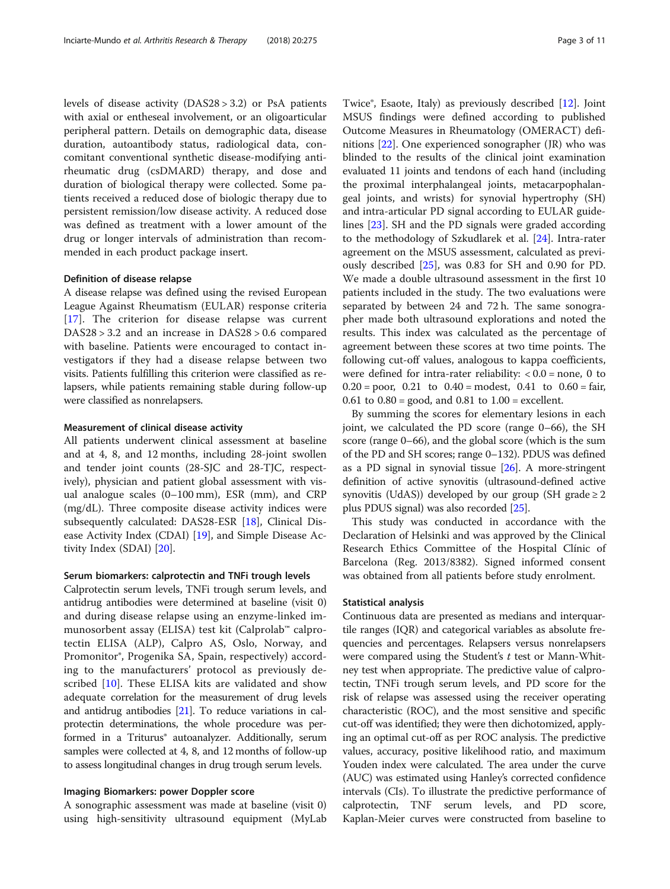levels of disease activity (DAS28 > 3.2) or PsA patients with axial or entheseal involvement, or an oligoarticular peripheral pattern. Details on demographic data, disease duration, autoantibody status, radiological data, concomitant conventional synthetic disease-modifying antirheumatic drug (csDMARD) therapy, and dose and duration of biological therapy were collected. Some patients received a reduced dose of biologic therapy due to persistent remission/low disease activity. A reduced dose was defined as treatment with a lower amount of the drug or longer intervals of administration than recommended in each product package insert.

#### Definition of disease relapse

A disease relapse was defined using the revised European League Against Rheumatism (EULAR) response criteria [17]. The criterion for disease relapse was current DAS28 > 3.2 and an increase in DAS28 > 0.6 compared with baseline. Patients were encouraged to contact investigators if they had a disease relapse between two visits. Patients fulfilling this criterion were classified as relapsers, while patients remaining stable during follow-up were classified as nonrelapsers.

#### Measurement of clinical disease activity

All patients underwent clinical assessment at baseline and at 4, 8, and 12 months, including 28-joint swollen and tender joint counts (28-SJC and 28-TJC, respectively), physician and patient global assessment with visual analogue scales (0–100 mm), ESR (mm), and CRP (mg/dL). Three composite disease activity indices were subsequently calculated: DAS28-ESR [18], Clinical Disease Activity Index (CDAI) [19], and Simple Disease Activity Index (SDAI) [20].

#### Serum biomarkers: calprotectin and TNFi trough levels

Calprotectin serum levels, TNFi trough serum levels, and antidrug antibodies were determined at baseline (visit 0) and during disease relapse using an enzyme-linked immunosorbent assay (ELISA) test kit (Calprolab™ calprotectin ELISA (ALP), Calpro AS, Oslo, Norway, and Promonitor®, Progenika SA, Spain, respectively) according to the manufacturers' protocol as previously described [10]. These ELISA kits are validated and show adequate correlation for the measurement of drug levels and antidrug antibodies [21]. To reduce variations in calprotectin determinations, the whole procedure was performed in a Triturus® autoanalyzer. Additionally, serum samples were collected at 4, 8, and 12 months of follow-up to assess longitudinal changes in drug trough serum levels.

#### Imaging Biomarkers: power Doppler score

A sonographic assessment was made at baseline (visit 0) using high-sensitivity ultrasound equipment (MyLab Twice®, Esaote, Italy) as previously described [12]. Joint MSUS findings were defined according to published Outcome Measures in Rheumatology (OMERACT) definitions [22]. One experienced sonographer (JR) who was blinded to the results of the clinical joint examination evaluated 11 joints and tendons of each hand (including the proximal interphalangeal joints, metacarpophalangeal joints, and wrists) for synovial hypertrophy (SH) and intra-articular PD signal according to EULAR guidelines [23]. SH and the PD signals were graded according to the methodology of Szkudlarek et al. [24]. Intra-rater agreement on the MSUS assessment, calculated as previously described [25], was 0.83 for SH and 0.90 for PD. We made a double ultrasound assessment in the first 10 patients included in the study. The two evaluations were separated by between 24 and 72 h. The same sonographer made both ultrasound explorations and noted the results. This index was calculated as the percentage of agreement between these scores at two time points. The following cut-off values, analogous to kappa coefficients, were defined for intra-rater reliability: < 0.0 = none, 0 to 0.20 = poor, 0.21 to 0.40 = modest, 0.41 to 0.60 = fair, 0.61 to 0.80 = good, and 0.81 to 1.00 = excellent.

By summing the scores for elementary lesions in each joint, we calculated the PD score (range 0–66), the SH score (range 0–66), and the global score (which is the sum of the PD and SH scores; range 0–132). PDUS was defined as a PD signal in synovial tissue [26]. A more-stringent definition of active synovitis (ultrasound-defined active synovitis (UdAS)) developed by our group (SH grade ≥ 2 plus PDUS signal) was also recorded [25].

This study was conducted in accordance with the Declaration of Helsinki and was approved by the Clinical Research Ethics Committee of the Hospital Clínic of Barcelona (Reg. 2013/8382). Signed informed consent was obtained from all patients before study enrolment.

#### Statistical analysis

Continuous data are presented as medians and interquartile ranges (IQR) and categorical variables as absolute frequencies and percentages. Relapsers versus nonrelapsers were compared using the Student's *t* test or Mann-Whitney test when appropriate. The predictive value of calprotectin, TNFi trough serum levels, and PD score for the risk of relapse was assessed using the receiver operating characteristic (ROC), and the most sensitive and specific cut-off was identified; they were then dichotomized, applying an optimal cut-off as per ROC analysis. The predictive values, accuracy, positive likelihood ratio, and maximum Youden index were calculated. The area under the curve (AUC) was estimated using Hanley's corrected confidence intervals (CIs). To illustrate the predictive performance of calprotectin, TNF serum levels, and PD score, Kaplan-Meier curves were constructed from baseline to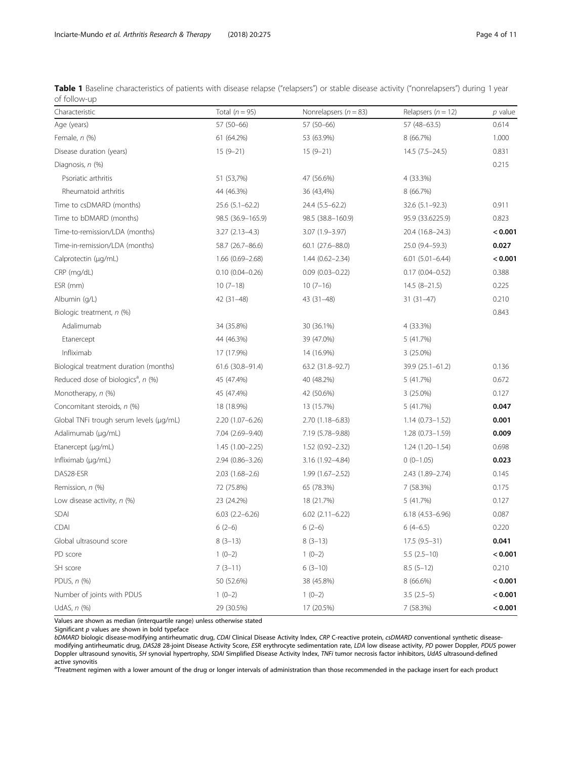**Table 1** Baseline characteristics of patients with disease relapse ("relapsers") or stable disease activity ("nonrelapsers") during 1 year of follow-up

| Characteristic | Total ($n = 95$) | Nonrelapsers ($n = 83$) | Relapsers ($n = 12$) | *p* value |
|---|---|---|---|---|
| Age (years) | 57 (50–66) | 57 (50–66) | 57 (48–63.5) | 0.614 |
| Female, *n* (%) | 61 (64.2%) | 53 (63.9%) | 8 (66.7%) | 1.000 |
| Disease duration (years) | 15 (9–21) | 15 (9–21) | 14.5 (7.5–24.5) | 0.831 |
| Diagnosis, *n* (%) | | | | 0.215 |
| Psoriatic arthritis | 51 (53,7%) | 47 (56.6%) | 4 (33.3%) | |
| Rheumatoid arthritis | 44 (46.3%) | 36 (43,4%) | 8 (66.7%) | |
| Time to csDMARD (months) | 25.6 (5.1–62.2) | 24.4 (5.5–62.2) | 32.6 (5.1–92.3) | 0.911 |
| Time to bDMARD (months) | 98.5 (36.9–165.9) | 98.5 (38.8–160.9) | 95.9 (33.6225.9) | 0.823 |
| Time-to-remission/LDA (months) | 3.27 (2.13–4.3) | 3.07 (1.9–3.97) | 20.4 (16.8–24.3) | **< 0.001** |
| Time-in-remission/LDA (months) | 58.7 (26.7–86.6) | 60.1 (27.6–88.0) | 25.0 (9.4–59.3) | **0.027** |
| Calprotectin (μg/mL) | 1.66 (0.69–2.68) | 1.44 (0.62–2.34) | 6.01 (5.01–6.44) | **< 0.001** |
| CRP (mg/dL) | 0.10 (0.04–0.26) | 0.09 (0.03–0.22) | 0.17 (0.04–0.52) | 0.388 |
| ESR (mm) | 10 (7–18) | 10 (7–16) | 14.5 (8–21.5) | 0.225 |
| Albumin (g/L) | 42 (31–48) | 43 (31–48) | 31 (31–47) | 0.210 |
| Biologic treatment, *n* (%) | | | | 0.843 |
| Adalimumab | 34 (35.8%) | 30 (36.1%) | 4 (33.3%) | |
| Etanercept | 44 (46.3%) | 39 (47.0%) | 5 (41.7%) | |
| Infliximab | 17 (17.9%) | 14 (16.9%) | 3 (25.0%) | |
| Biological treatment duration (months) | 61.6 (30.8–91.4) | 63.2 (31.8–92.7) | 39.9 (25.1–61.2) | 0.136 |
| Reduced dose of biologics[a], *n* (%) | 45 (47.4%) | 40 (48.2%) | 5 (41.7%) | 0.672 |
| Monotherapy, *n* (%) | 45 (47.4%) | 42 (50.6%) | 3 (25.0%) | 0.127 |
| Concomitant steroids, *n* (%) | 18 (18.9%) | 13 (15.7%) | 5 (41.7%) | **0.047** |
| Global TNFi trough serum levels (μg/mL) | 2.20 (1.07–6.26) | 2.70 (1.18–6.83) | 1.14 (0.73–1.52) | **0.001** |
| Adalimumab (μg/mL) | 7.04 (2.69–9.40) | 7.19 (5.78–9.88) | 1.28 (0.73–1.59) | **0.009** |
| Etanercept (μg/mL) | 1.45 (1.00–2.25) | 1.52 (0.92–2.32) | 1.24 (1.20–1.54) | 0.698 |
| Infliximab (μg/mL) | 2.94 (0.86–3.26) | 3.16 (1.92–4.84) | 0 (0–1.05) | **0.023** |
| DAS28-ESR | 2.03 (1.68–2.6) | 1.99 (1.67–2.52) | 2.43 (1.89–2.74) | 0.145 |
| Remission, *n* (%) | 72 (75.8%) | 65 (78.3%) | 7 (58.3%) | 0.175 |
| Low disease activity, *n* (%) | 23 (24.2%) | 18 (21.7%) | 5 (41.7%) | 0.127 |
| SDAI | 6.03 (2.2–6.26) | 6.02 (2.11–6.22) | 6.18 (4.53–6.96) | 0.087 |
| CDAI | 6 (2–6) | 6 (2–6) | 6 (4–6.5) | 0.220 |
| Global ultrasound score | 8 (3–13) | 8 (3–13) | 17.5 (9.5–31) | **0.041** |
| PD score | 1 (0–2) | 1 (0–2) | 5.5 (2.5–10) | **< 0.001** |
| SH score | 7 (3–11) | 6 (3–10) | 8.5 (5–12) | 0.210 |
| PDUS, *n* (%) | 50 (52.6%) | 38 (45.8%) | 8 (66.6%) | **< 0.001** |
| Number of joints with PDUS | 1 (0–2) | 1 (0–2) | 3.5 (2.5–5) | **< 0.001** |
| UdAS, *n* (%) | 29 (30.5%) | 17 (20.5%) | 7 (58.3%) | **< 0.001** |

Values are shown as median (interquartile range) unless otherwise stated

Significant *p* values are shown in bold typeface

*bDMARD* biologic disease-modifying antirheumatic drug, *CDAI* Clinical Disease Activity Index, *CRP* C-reactive protein, *csDMARD* conventional synthetic disease-modifying antirheumatic drug, *DAS28* 28-joint Disease Activity Score, *ESR* erythrocyte sedimentation rate, *LDA* low disease activity, *PD* power Doppler, *PDUS* power Doppler ultrasound synovitis, *SH* synovial hypertrophy, *SDAI* Simplified Disease Activity Index, *TNFi* tumor necrosis factor inhibitors, *UdAS* ultrasound-defined active synovitis

[a]Treatment regimen with a lower amount of the drug or longer intervals of administration than those recommended in the package insert for each product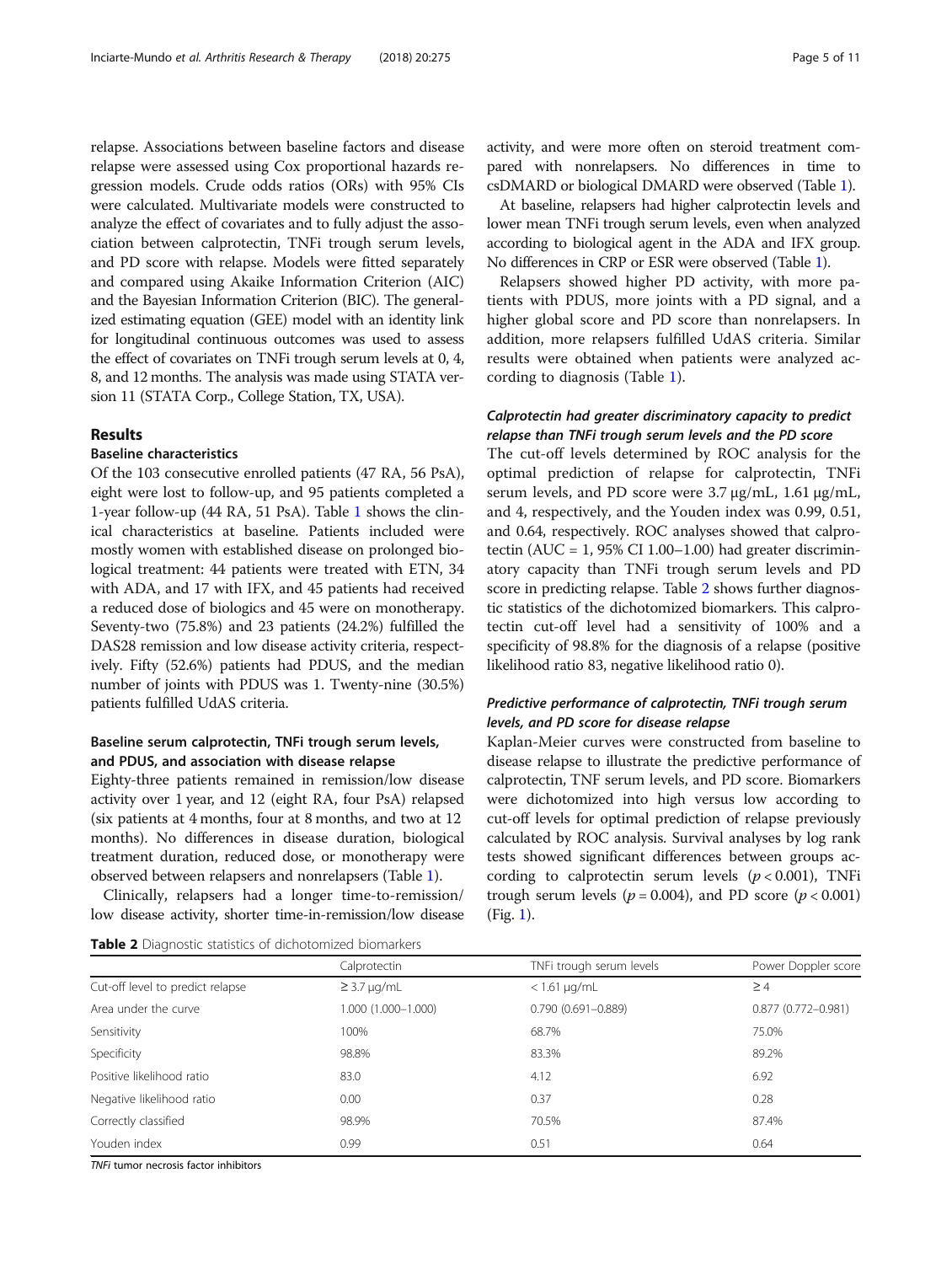relapse. Associations between baseline factors and disease relapse were assessed using Cox proportional hazards regression models. Crude odds ratios (ORs) with 95% CIs were calculated. Multivariate models were constructed to analyze the effect of covariates and to fully adjust the association between calprotectin, TNFi trough serum levels, and PD score with relapse. Models were fitted separately and compared using Akaike Information Criterion (AIC) and the Bayesian Information Criterion (BIC). The generalized estimating equation (GEE) model with an identity link for longitudinal continuous outcomes was used to assess the effect of covariates on TNFi trough serum levels at 0, 4, 8, and 12 months. The analysis was made using STATA version 11 (STATA Corp., College Station, TX, USA).

## Results

### Baseline characteristics

Of the 103 consecutive enrolled patients (47 RA, 56 PsA), eight were lost to follow-up, and 95 patients completed a 1-year follow-up (44 RA, 51 PsA). Table 1 shows the clinical characteristics at baseline. Patients included were mostly women with established disease on prolonged biological treatment: 44 patients were treated with ETN, 34 with ADA, and 17 with IFX, and 45 patients had received a reduced dose of biologics and 45 were on monotherapy. Seventy-two (75.8%) and 23 patients (24.2%) fulfilled the DAS28 remission and low disease activity criteria, respectively. Fifty (52.6%) patients had PDUS, and the median number of joints with PDUS was 1. Twenty-nine (30.5%) patients fulfilled UdAS criteria.

### Baseline serum calprotectin, TNFi trough serum levels, and PDUS, and association with disease relapse

Eighty-three patients remained in remission/low disease activity over 1 year, and 12 (eight RA, four PsA) relapsed (six patients at 4 months, four at 8 months, and two at 12 months). No differences in disease duration, biological treatment duration, reduced dose, or monotherapy were observed between relapsers and nonrelapsers (Table 1).

Clinically, relapsers had a longer time-to-remission/low disease activity, shorter time-in-remission/low disease activity, and were more often on steroid treatment compared with nonrelapsers. No differences in time to csDMARD or biological DMARD were observed (Table 1).

At baseline, relapsers had higher calprotectin levels and lower mean TNFi trough serum levels, even when analyzed according to biological agent in the ADA and IFX group. No differences in CRP or ESR were observed (Table 1).

Relapsers showed higher PD activity, with more patients with PDUS, more joints with a PD signal, and a higher global score and PD score than nonrelapsers. In addition, more relapsers fulfilled UdAS criteria. Similar results were obtained when patients were analyzed according to diagnosis (Table 1).

### *Calprotectin had greater discriminatory capacity to predict relapse than TNFi trough serum levels and the PD score*

The cut-off levels determined by ROC analysis for the optimal prediction of relapse for calprotectin, TNFi serum levels, and PD score were 3.7 μg/mL, 1.61 μg/mL, and 4, respectively, and the Youden index was 0.99, 0.51, and 0.64, respectively. ROC analyses showed that calprotectin (AUC = 1, 95% CI 1.00–1.00) had greater discriminatory capacity than TNFi trough serum levels and PD score in predicting relapse. Table 2 shows further diagnostic statistics of the dichotomized biomarkers. This calprotectin cut-off level had a sensitivity of 100% and a specificity of 98.8% for the diagnosis of a relapse (positive likelihood ratio 83, negative likelihood ratio 0).

### *Predictive performance of calprotectin, TNFi trough serum levels, and PD score for disease relapse*

Kaplan-Meier curves were constructed from baseline to disease relapse to illustrate the predictive performance of calprotectin, TNF serum levels, and PD score. Biomarkers were dichotomized into high versus low according to cut-off levels for optimal prediction of relapse previously calculated by ROC analysis. Survival analyses by log rank tests showed significant differences between groups according to calprotectin serum levels ($p < 0.001$), TNFi trough serum levels ($p = 0.004$), and PD score ($p < 0.001$) (Fig. 1).

**Table 2** Diagnostic statistics of dichotomized biomarkers

| | Calprotectin | TNFi trough serum levels | Power Doppler score |
|---|---|---|---|
| Cut-off level to predict relapse | ≥ 3.7 μg/mL | < 1.61 μg/mL | ≥ 4 |
| Area under the curve | 1.000 (1.000–1.000) | 0.790 (0.691–0.889) | 0.877 (0.772–0.981) |
| Sensitivity | 100% | 68.7% | 75.0% |
| Specificity | 98.8% | 83.3% | 89.2% |
| Positive likelihood ratio | 83.0 | 4.12 | 6.92 |
| Negative likelihood ratio | 0.00 | 0.37 | 0.28 |
| Correctly classified | 98.9% | 70.5% | 87.4% |
| Youden index | 0.99 | 0.51 | 0.64 |

*TNFi* tumor necrosis factor inhibitors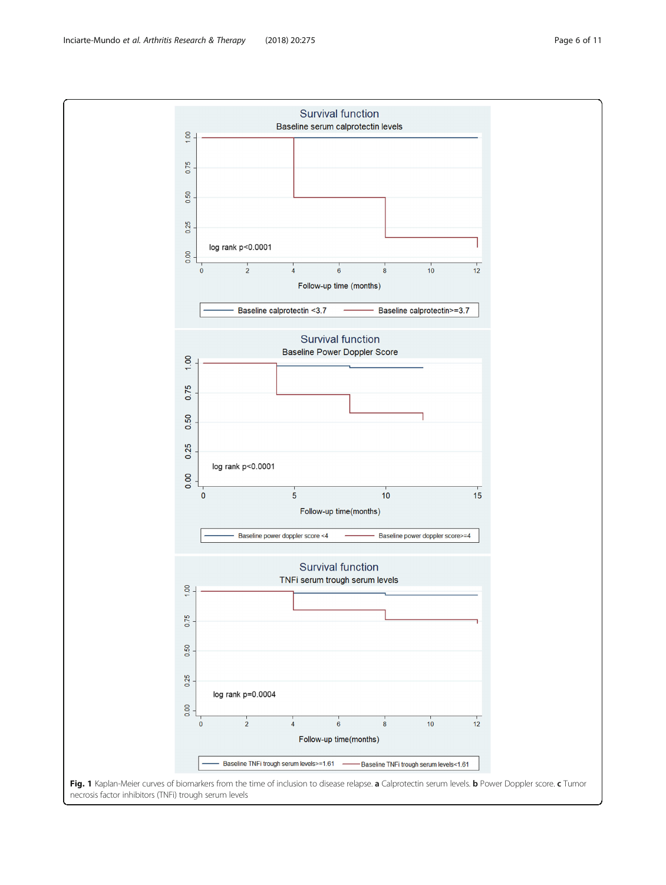**Fig. 1** Kaplan-Meier curves of biomarkers from the time of inclusion to disease relapse. **a** Calprotectin serum levels. **b** Power Doppler score. **c** Tumor necrosis factor inhibitors (TNFi) trough serum levels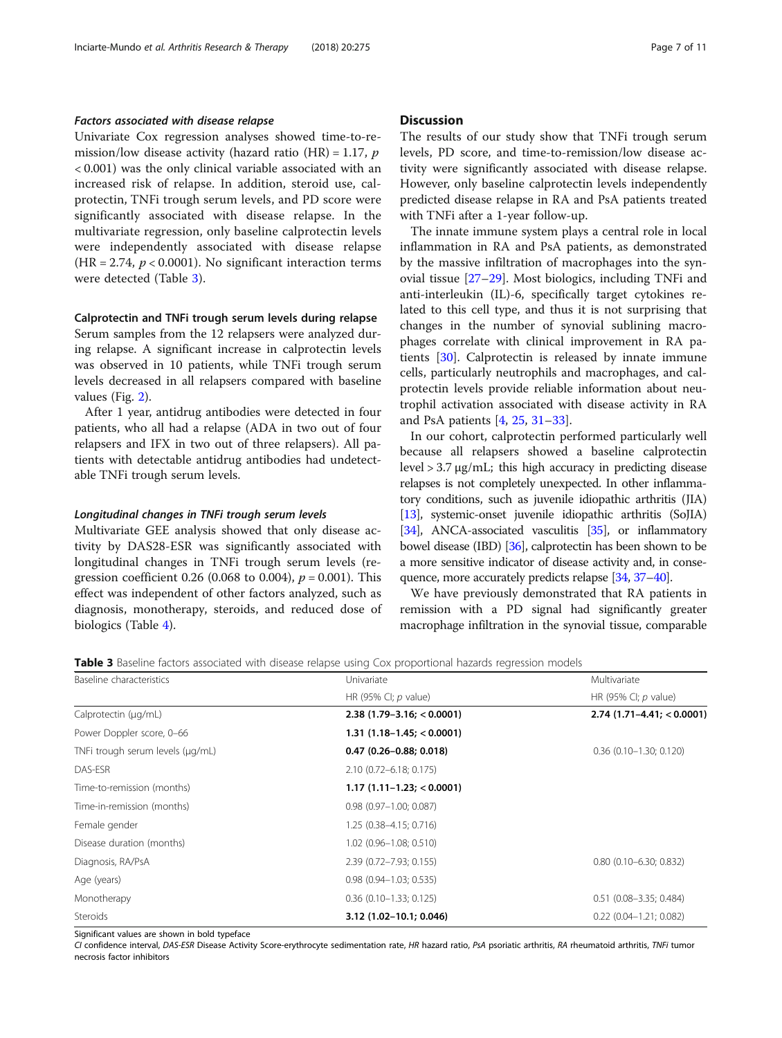### *Factors associated with disease relapse*

Univariate Cox regression analyses showed time-to-remission/low disease activity (hazard ratio (HR) = 1.17, $p < 0.001$) was the only clinical variable associated with an increased risk of relapse. In addition, steroid use, calprotectin, TNFi trough serum levels, and PD score were significantly associated with disease relapse. In the multivariate regression, only baseline calprotectin levels were independently associated with disease relapse (HR = 2.74, $p < 0.0001$). No significant interaction terms were detected (Table 3).

### Calprotectin and TNFi trough serum levels during relapse

Serum samples from the 12 relapsers were analyzed during relapse. A significant increase in calprotectin levels was observed in 10 patients, while TNFi trough serum levels decreased in all relapsers compared with baseline values (Fig. 2).

After 1 year, antidrug antibodies were detected in four patients, who all had a relapse (ADA in two out of four relapsers and IFX in two out of three relapsers). All patients with detectable antidrug antibodies had undetectable TNFi trough serum levels.

### *Longitudinal changes in TNFi trough serum levels*

Multivariate GEE analysis showed that only disease activity by DAS28-ESR was significantly associated with longitudinal changes in TNFi trough serum levels (regression coefficient 0.26 (0.068 to 0.004), $p = 0.001$). This effect was independent of other factors analyzed, such as diagnosis, monotherapy, steroids, and reduced dose of biologics (Table 4).

## Discussion

The results of our study show that TNFi trough serum levels, PD score, and time-to-remission/low disease activity were significantly associated with disease relapse. However, only baseline calprotectin levels independently predicted disease relapse in RA and PsA patients treated with TNFi after a 1-year follow-up.

The innate immune system plays a central role in local inflammation in RA and PsA patients, as demonstrated by the massive infiltration of macrophages into the synovial tissue [27–29]. Most biologics, including TNFi and anti-interleukin (IL)-6, specifically target cytokines related to this cell type, and thus it is not surprising that changes in the number of synovial sublining macrophages correlate with clinical improvement in RA patients [30]. Calprotectin is released by innate immune cells, particularly neutrophils and macrophages, and calprotectin levels provide reliable information about neutrophil activation associated with disease activity in RA and PsA patients [4, 25, 31–33].

In our cohort, calprotectin performed particularly well because all relapsers showed a baseline calprotectin level > 3.7 μg/mL; this high accuracy in predicting disease relapses is not completely unexpected. In other inflammatory conditions, such as juvenile idiopathic arthritis (JIA) [13], systemic-onset juvenile idiopathic arthritis (SoJIA) [34], ANCA-associated vasculitis [35], or inflammatory bowel disease (IBD) [36], calprotectin has been shown to be a more sensitive indicator of disease activity and, in consequence, more accurately predicts relapse [34, 37–40].

We have previously demonstrated that RA patients in remission with a PD signal had significantly greater macrophage infiltration in the synovial tissue, comparable

**Table 3** Baseline factors associated with disease relapse using Cox proportional hazards regression models

| Baseline characteristics | Univariate | Multivariate |
|---|---|---|
| | HR (95% CI; *p* value) | HR (95% CI; *p* value) |
| Calprotectin (μg/mL) | **2.38 (1.79–3.16; < 0.0001)** | **2.74 (1.71–4.41; < 0.0001)** |
| Power Doppler score, 0–66 | **1.31 (1.18–1.45; < 0.0001)** | |
| TNFi trough serum levels (μg/mL) | **0.47 (0.26–0.88; 0.018)** | 0.36 (0.10–1.30; 0.120) |
| DAS-ESR | 2.10 (0.72–6.18; 0.175) | |
| Time-to-remission (months) | **1.17 (1.11–1.23; < 0.0001)** | |
| Time-in-remission (months) | 0.98 (0.97–1.00; 0.087) | |
| Female gender | 1.25 (0.38–4.15; 0.716) | |
| Disease duration (months) | 1.02 (0.96–1.08; 0.510) | |
| Diagnosis, RA/PsA | 2.39 (0.72–7.93; 0.155) | 0.80 (0.10–6.30; 0.832) |
| Age (years) | 0.98 (0.94–1.03; 0.535) | |
| Monotherapy | 0.36 (0.10–1.33; 0.125) | 0.51 (0.08–3.35; 0.484) |
| Steroids | **3.12 (1.02–10.1; 0.046)** | 0.22 (0.04–1.21; 0.082) |

Significant values are shown in bold typeface

*CI* confidence interval, *DAS-ESR* Disease Activity Score-erythrocyte sedimentation rate, *HR* hazard ratio, *PsA* psoriatic arthritis, *RA* rheumatoid arthritis, *TNFi* tumor necrosis factor inhibitors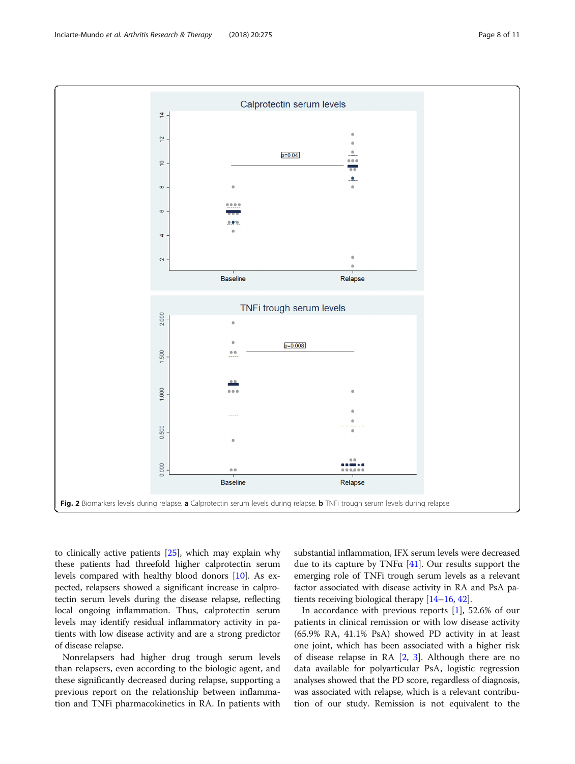Fig. 2 Biomarkers levels during relapse. **a** Calprotectin serum levels during relapse. **b** TNFi trough serum levels during relapse

to clinically active patients [25], which may explain why these patients had threefold higher calprotectin serum levels compared with healthy blood donors [10]. As expected, relapsers showed a significant increase in calprotectin serum levels during the disease relapse, reflecting local ongoing inflammation. Thus, calprotectin serum levels may identify residual inflammatory activity in patients with low disease activity and are a strong predictor of disease relapse.

Nonrelapsers had higher drug trough serum levels than relapsers, even according to the biologic agent, and these significantly decreased during relapse, supporting a previous report on the relationship between inflammation and TNFi pharmacokinetics in RA. In patients with substantial inflammation, IFX serum levels were decreased due to its capture by TNFα [41]. Our results support the emerging role of TNFi trough serum levels as a relevant factor associated with disease activity in RA and PsA patients receiving biological therapy [14–16, 42].

In accordance with previous reports [1], 52.6% of our patients in clinical remission or with low disease activity (65.9% RA, 41.1% PsA) showed PD activity in at least one joint, which has been associated with a higher risk of disease relapse in RA [2, 3]. Although there are no data available for polyarticular PsA, logistic regression analyses showed that the PD score, regardless of diagnosis, was associated with relapse, which is a relevant contribution of our study. Remission is not equivalent to the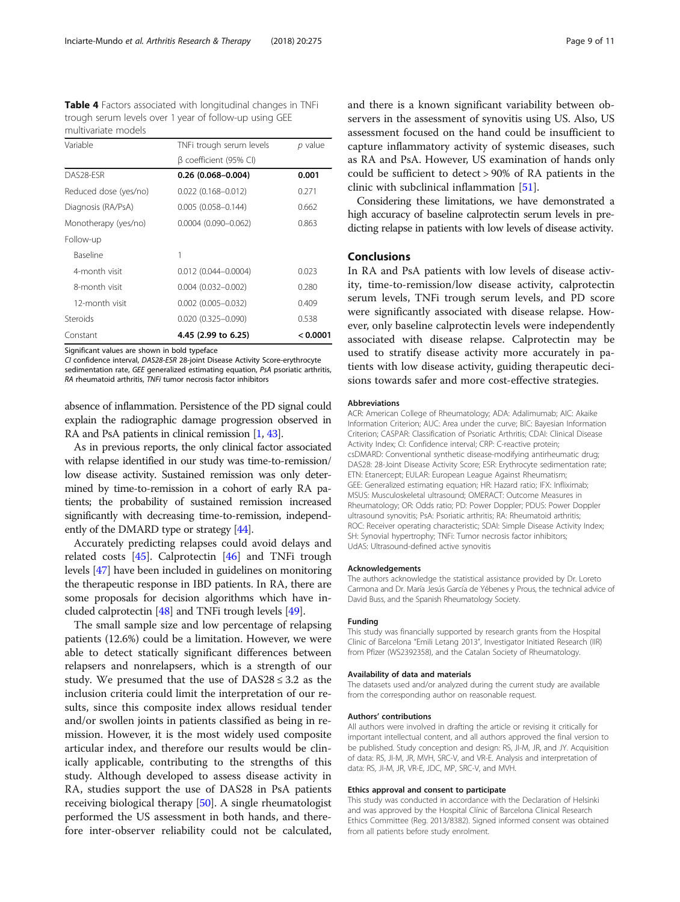**Table 4** Factors associated with longitudinal changes in TNFi trough serum levels over 1 year of follow-up using GEE multivariate models

| Variable | TNFi trough serum levels | *p* value |
|---|---|---|
| | β coefficient (95% CI) | |
| DAS28-ESR | **0.26 (0.068–0.004)** | **0.001** |
| Reduced dose (yes/no) | 0.022 (0.168–0.012) | 0.271 |
| Diagnosis (RA/PsA) | 0.005 (0.058–0.144) | 0.662 |
| Monotherapy (yes/no) | 0.0004 (0.090–0.062) | 0.863 |
| Follow-up | | |
| Baseline | 1 | |
| 4-month visit | 0.012 (0.044–0.0004) | 0.023 |
| 8-month visit | 0.004 (0.032–0.002) | 0.280 |
| 12-month visit | 0.002 (0.005–0.032) | 0.409 |
| Steroids | 0.020 (0.325–0.090) | 0.538 |
| Constant | **4.45 (2.99 to 6.25)** | **< 0.0001** |

Significant values are shown in bold typeface
*CI* confidence interval, *DAS28-ESR* 28-joint Disease Activity Score-erythrocyte sedimentation rate, *GEE* generalized estimating equation, *PsA* psoriatic arthritis, *RA* rheumatoid arthritis, *TNFi* tumor necrosis factor inhibitors

absence of inflammation. Persistence of the PD signal could explain the radiographic damage progression observed in RA and PsA patients in clinical remission [1, 43].

As in previous reports, the only clinical factor associated with relapse identified in our study was time-to-remission/low disease activity. Sustained remission was only determined by time-to-remission in a cohort of early RA patients; the probability of sustained remission increased significantly with decreasing time-to-remission, independently of the DMARD type or strategy [44].

Accurately predicting relapses could avoid delays and related costs [45]. Calprotectin [46] and TNFi trough levels [47] have been included in guidelines on monitoring the therapeutic response in IBD patients. In RA, there are some proposals for decision algorithms which have included calprotectin [48] and TNFi trough levels [49].

The small sample size and low percentage of relapsing patients (12.6%) could be a limitation. However, we were able to detect statically significant differences between relapsers and nonrelapsers, which is a strength of our study. We presumed that the use of DAS28 ≤ 3.2 as the inclusion criteria could limit the interpretation of our results, since this composite index allows residual tender and/or swollen joints in patients classified as being in remission. However, it is the most widely used composite articular index, and therefore our results would be clinically applicable, contributing to the strengths of this study. Although developed to assess disease activity in RA, studies support the use of DAS28 in PsA patients receiving biological therapy [50]. A single rheumatologist performed the US assessment in both hands, and therefore inter-observer reliability could not be calculated, and there is a known significant variability between observers in the assessment of synovitis using US. Also, US assessment focused on the hand could be insufficient to capture inflammatory activity of systemic diseases, such as RA and PsA. However, US examination of hands only could be sufficient to detect > 90% of RA patients in the clinic with subclinical inflammation [51].

Considering these limitations, we have demonstrated a high accuracy of baseline calprotectin serum levels in predicting relapse in patients with low levels of disease activity.

## Conclusions

In RA and PsA patients with low levels of disease activity, time-to-remission/low disease activity, calprotectin serum levels, TNFi trough serum levels, and PD score were significantly associated with disease relapse. However, only baseline calprotectin levels were independently associated with disease relapse. Calprotectin may be used to stratify disease activity more accurately in patients with low disease activity, guiding therapeutic decisions towards safer and more cost-effective strategies.

### Abbreviations

ACR: American College of Rheumatology; ADA: Adalimumab; AIC: Akaike Information Criterion; AUC: Area under the curve; BIC: Bayesian Information Criterion; CASPAR: Classification of Psoriatic Arthritis; CDAI: Clinical Disease Activity Index; CI: Confidence interval; CRP: C-reactive protein; csDMARD: Conventional synthetic disease-modifying antirheumatic drug; DAS28: 28-Joint Disease Activity Score; ESR: Erythrocyte sedimentation rate; ETN: Etanercept; EULAR: European League Against Rheumatism; GEE: Generalized estimating equation; HR: Hazard ratio; IFX: Infliximab; MSUS: Musculoskeletal ultrasound; OMERACT: Outcome Measures in Rheumatology; OR: Odds ratio; PD: Power Doppler; PDUS: Power Doppler ultrasound synovitis; PsA: Psoriatic arthritis; RA: Rheumatoid arthritis; ROC: Receiver operating characteristic; SDAI: Simple Disease Activity Index; SH: Synovial hypertrophy; TNFi: Tumor necrosis factor inhibitors; UdAS: Ultrasound-defined active synovitis

### Acknowledgements

The authors acknowledge the statistical assistance provided by Dr. Loreto Carmona and Dr. María Jesús García de Yébenes y Prous, the technical advice of David Buss, and the Spanish Rheumatology Society.

### Funding

This study was financially supported by research grants from the Hospital Clinic of Barcelona "Emili Letang 2013", Investigator Initiated Research (IIR) from Pfizer (WS2392358), and the Catalan Society of Rheumatology.

### Availability of data and materials

The datasets used and/or analyzed during the current study are available from the corresponding author on reasonable request.

### Authors' contributions

All authors were involved in drafting the article or revising it critically for important intellectual content, and all authors approved the final version to be published. Study conception and design: RS, JI-M, JR, and JY. Acquisition of data: RS, JI-M, JR, MVH, SRC-V, and VR-E. Analysis and interpretation of data: RS, JI-M, JR, VR-E, JDC, MP, SRC-V, and MVH.

### Ethics approval and consent to participate

This study was conducted in accordance with the Declaration of Helsinki and was approved by the Hospital Clínic of Barcelona Clinical Research Ethics Committee (Reg. 2013/8382). Signed informed consent was obtained from all patients before study enrolment.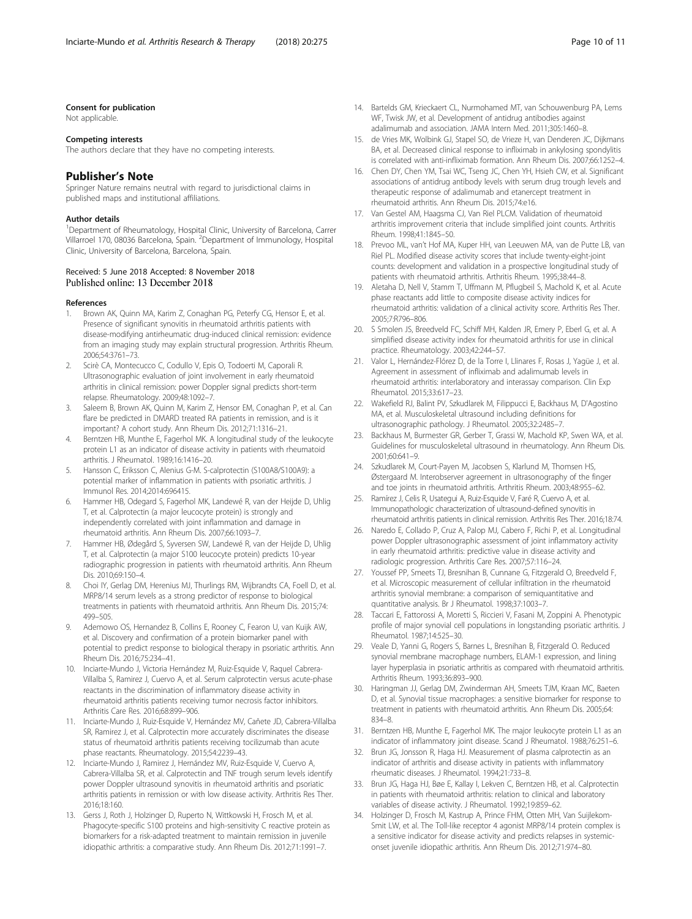#### Consent for publication

Not applicable.

#### Competing interests

The authors declare that they have no competing interests.

## Publisher's Note

Springer Nature remains neutral with regard to jurisdictional claims in published maps and institutional affiliations.

#### Author details

[1]Department of Rheumatology, Hospital Clinic, University of Barcelona, Carrer Villarroel 170, 08036 Barcelona, Spain. [2]Department of Immunology, Hospital Clinic, University of Barcelona, Barcelona, Spain.

Received: 5 June 2018 Accepted: 8 November 2018
Published online: 13 December 2018

#### References

1. Brown AK, Quinn MA, Karim Z, Conaghan PG, Peterfy CG, Hensor E, et al. Presence of significant synovitis in rheumatoid arthritis patients with disease-modifying antirheumatic drug-induced clinical remission: evidence from an imaging study may explain structural progression. Arthritis Rheum. 2006;54:3761–73.
2. Scirè CA, Montecucco C, Codullo V, Epis O, Todoerti M, Caporali R. Ultrasonographic evaluation of joint involvement in early rheumatoid arthritis in clinical remission: power Doppler signal predicts short-term relapse. Rheumatology. 2009;48:1092–7.
3. Saleem B, Brown AK, Quinn M, Karim Z, Hensor EM, Conaghan P, et al. Can flare be predicted in DMARD treated RA patients in remission, and is it important? A cohort study. Ann Rheum Dis. 2012;71:1316–21.
4. Berntzen HB, Munthe E, Fagerhol MK. A longitudinal study of the leukocyte protein L1 as an indicator of disease activity in patients with rheumatoid arthritis. J Rheumatol. 1989;16:1416–20.
5. Hansson C, Eriksson C, Alenius G-M. S-calprotectin (S100A8/S100A9): a potential marker of inflammation in patients with psoriatic arthritis. J Immunol Res. 2014;2014:696415.
6. Hammer HB, Odegard S, Fagerhol MK, Landewé R, van der Heijde D, Uhlig T, et al. Calprotectin (a major leucocyte protein) is strongly and independently correlated with joint inflammation and damage in rheumatoid arthritis. Ann Rheum Dis. 2007;66:1093–7.
7. Hammer HB, Ødegård S, Syversen SW, Landewé R, van der Heijde D, Uhlig T, et al. Calprotectin (a major S100 leucocyte protein) predicts 10-year radiographic progression in patients with rheumatoid arthritis. Ann Rheum Dis. 2010;69:150–4.
8. Choi IY, Gerlag DM, Herenius MJ, Thurlings RM, Wijbrandts CA, Foell D, et al. MRP8/14 serum levels as a strong predictor of response to biological treatments in patients with rheumatoid arthritis. Ann Rheum Dis. 2015;74:499–505.
9. Ademowo OS, Hernandez B, Collins E, Rooney C, Fearon U, van Kuijk AW, et al. Discovery and confirmation of a protein biomarker panel with potential to predict response to biological therapy in psoriatic arthritis. Ann Rheum Dis. 2016;75:234–41.
10. Inciarte-Mundo J, Victoria Hernández M, Ruiz-Esquide V, Raquel Cabrera-Villalba S, Ramirez J, Cuervo A, et al. Serum calprotectin versus acute-phase reactants in the discrimination of inflammatory disease activity in rheumatoid arthritis patients receiving tumor necrosis factor inhibitors. Arthritis Care Res. 2016;68:899–906.
11. Inciarte-Mundo J, Ruiz-Esquide V, Hernández MV, Cañete JD, Cabrera-Villalba SR, Ramirez J, et al. Calprotectin more accurately discriminates the disease status of rheumatoid arthritis patients receiving tocilizumab than acute phase reactants. Rheumatology. 2015;54:2239–43.
12. Inciarte-Mundo J, Ramirez J, Hernández MV, Ruiz-Esquide V, Cuervo A, Cabrera-Villalba SR, et al. Calprotectin and TNF trough serum levels identify power Doppler ultrasound synovitis in rheumatoid arthritis and psoriatic arthritis patients in remission or with low disease activity. Arthritis Res Ther. 2016;18:160.
13. Gerss J, Roth J, Holzinger D, Ruperto N, Wittkowski H, Frosch M, et al. Phagocyte-specific S100 proteins and high-sensitivity C reactive protein as biomarkers for a risk-adapted treatment to maintain remission in juvenile idiopathic arthritis: a comparative study. Ann Rheum Dis. 2012;71:1991–7.
14. Bartelds GM, Krieckaert CL, Nurmohamed MT, van Schouwenburg PA, Lems WF, Twisk JW, et al. Development of antidrug antibodies against adalimumab and association. JAMA Intern Med. 2011;305:1460–8.
15. de Vries MK, Wolbink GJ, Stapel SO, de Vrieze H, van Denderen JC, Dijkmans BA, et al. Decreased clinical response to infliximab in ankylosing spondylitis is correlated with anti-infliximab formation. Ann Rheum Dis. 2007;66:1252–4.
16. Chen DY, Chen YM, Tsai WC, Tseng JC, Chen YH, Hsieh CW, et al. Significant associations of antidrug antibody levels with serum drug trough levels and therapeutic response of adalimumab and etanercept treatment in rheumatoid arthritis. Ann Rheum Dis. 2015;74:e16.
17. Van Gestel AM, Haagsma CJ, Van Riel PLCM. Validation of rheumatoid arthritis improvement criteria that include simplified joint counts. Arthritis Rheum. 1998;41:1845–50.
18. Prevoo ML, van't Hof MA, Kuper HH, van Leeuwen MA, van de Putte LB, van Riel PL. Modified disease activity scores that include twenty-eight-joint counts: development and validation in a prospective longitudinal study of patients with rheumatoid arthritis. Arthritis Rheum. 1995;38:44–8.
19. Aletaha D, Nell V, Stamm T, Uffmann M, Pflugbeil S, Machold K, et al. Acute phase reactants add little to composite disease activity indices for rheumatoid arthritis: validation of a clinical activity score. Arthritis Res Ther. 2005;7:R796–806.
20. S Smolen JS, Breedveld FC, Schiff MH, Kalden JR, Emery P, Eberl G, et al. A simplified disease activity index for rheumatoid arthritis for use in clinical practice. Rheumatology. 2003;42:244–57.
21. Valor L, Hernández-Flórez D, de la Torre I, Llinares F, Rosas J, Yagüe J, et al. Agreement in assessment of infliximab and adalimumab levels in rheumatoid arthritis: interlaboratory and interassay comparison. Clin Exp Rheumatol. 2015;33:617–23.
22. Wakefield RJ, Balint PV, Szkudlarek M, Filippucci E, Backhaus M, D'Agostino MA, et al. Musculoskeletal ultrasound including definitions for ultrasonographic pathology. J Rheumatol. 2005;32:2485–7.
23. Backhaus M, Burmester GR, Gerber T, Grassi W, Machold KP, Swen WA, et al. Guidelines for musculoskeletal ultrasound in rheumatology. Ann Rheum Dis. 2001;60:641–9.
24. Szkudlarek M, Court-Payen M, Jacobsen S, Klarlund M, Thomsen HS, Østergaard M. Interobserver agreement in ultrasonography of the finger and toe joints in rheumatoid arthritis. Arthritis Rheum. 2003;48:955–62.
25. Ramírez J, Celis R, Usategui A, Ruiz-Esquide V, Faré R, Cuervo A, et al. Immunopathologic characterization of ultrasound-defined synovitis in rheumatoid arthritis patients in clinical remission. Arthritis Res Ther. 2016;18:74.
26. Naredo E, Collado P, Cruz A, Palop MJ, Cabero F, Richi P, et al. Longitudinal power Doppler ultrasonographic assessment of joint inflammatory activity in early rheumatoid arthritis: predictive value in disease activity and radiologic progression. Arthritis Care Res. 2007;57:116–24.
27. Youssef PP, Smeets TJ, Bresnihan B, Cunnane G, Fitzgerald O, Breedveld F, et al. Microscopic measurement of cellular infiltration in the rheumatoid arthritis synovial membrane: a comparison of semiquantitative and quantitative analysis. Br J Rheumatol. 1998;37:1003–7.
28. Taccari E, Fattorossi A, Moretti S, Riccieri V, Fasani M, Zoppini A. Phenotypic profile of major synovial cell populations in longstanding psoriatic arthritis. J Rheumatol. 1987;14:525–30.
29. Veale D, Yanni G, Rogers S, Barnes L, Bresnihan B, Fitzgerald O. Reduced synovial membrane macrophage numbers, ELAM-1 expression, and lining layer hyperplasia in psoriatic arthritis as compared with rheumatoid arthritis. Arthritis Rheum. 1993;36:893–900.
30. Haringman JJ, Gerlag DM, Zwinderman AH, Smeets TJM, Kraan MC, Baeten D, et al. Synovial tissue macrophages: a sensitive biomarker for response to treatment in patients with rheumatoid arthritis. Ann Rheum Dis. 2005;64:834–8.
31. Berntzen HB, Munthe E, Fagerhol MK. The major leukocyte protein L1 as an indicator of inflammatory joint disease. Scand J Rheumatol. 1988;76:251–6.
32. Brun JG, Jonsson R, Haga HJ. Measurement of plasma calprotectin as an indicator of arthritis and disease activity in patients with inflammatory rheumatic diseases. J Rheumatol. 1994;21:733–8.
33. Brun JG, Haga HJ, Bøe E, Kallay I, Lekven C, Berntzen HB, et al. Calprotectin in patients with rheumatoid arthritis: relation to clinical and laboratory variables of disease activity. J Rheumatol. 1992;19:859–62.
34. Holzinger D, Frosch M, Kastrup A, Prince FHM, Otten MH, Van Suijlekom-Smit LW, et al. The Toll-like receptor 4 agonist MRP8/14 protein complex is a sensitive indicator for disease activity and predicts relapses in systemic-onset juvenile idiopathic arthritis. Ann Rheum Dis. 2012;71:974–80.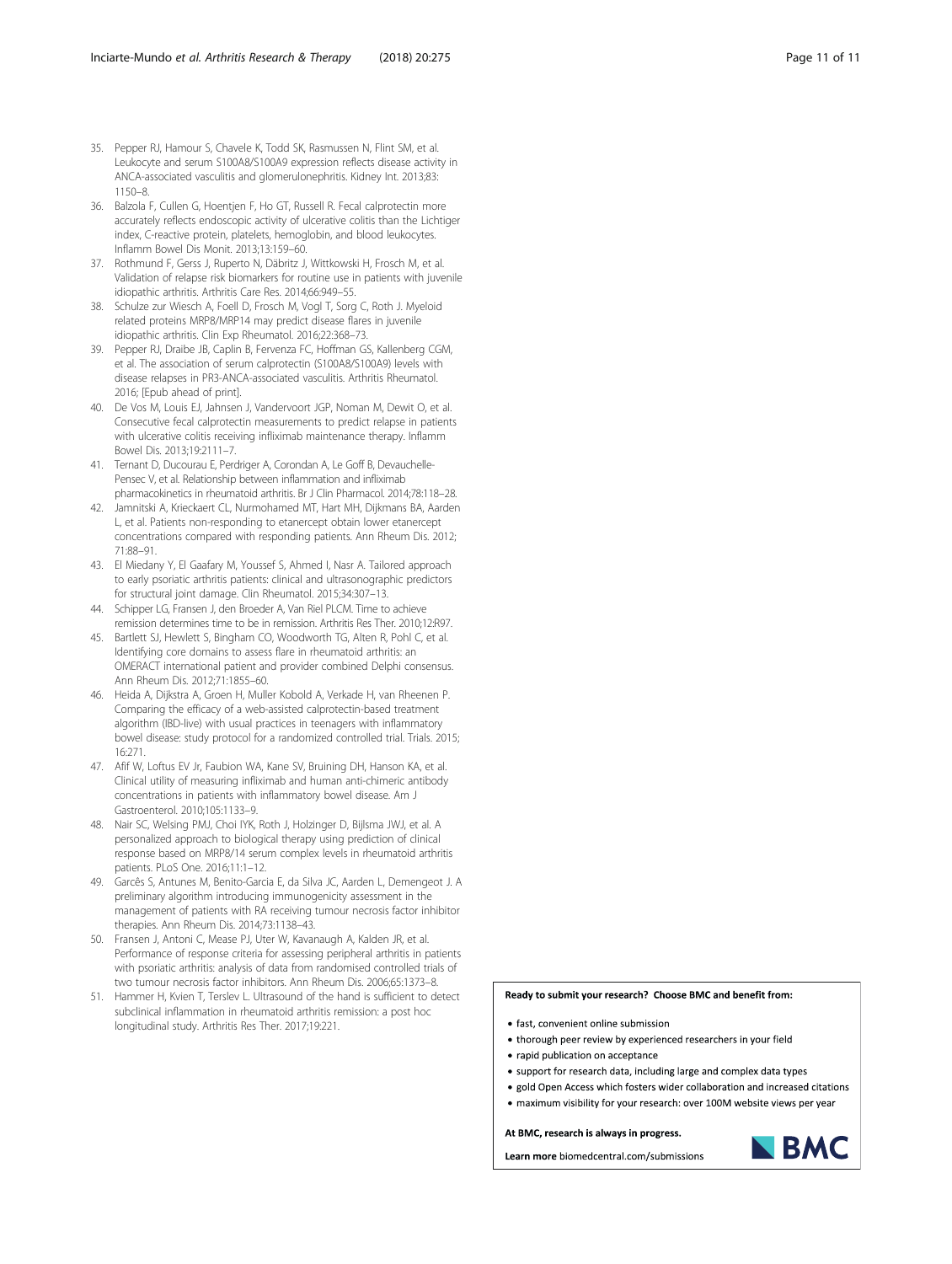35. Pepper RJ, Hamour S, Chavele K, Todd SK, Rasmussen N, Flint SM, et al. Leukocyte and serum S100A8/S100A9 expression reflects disease activity in ANCA-associated vasculitis and glomerulonephritis. Kidney Int. 2013;83:1150–8.
36. Balzola F, Cullen G, Hoentjen F, Ho GT, Russell R. Fecal calprotectin more accurately reflects endoscopic activity of ulcerative colitis than the Lichtiger index, C-reactive protein, platelets, hemoglobin, and blood leukocytes. Inflamm Bowel Dis Monit. 2013;13:159–60.
37. Rothmund F, Gerss J, Ruperto N, Däbritz J, Wittkowski H, Frosch M, et al. Validation of relapse risk biomarkers for routine use in patients with juvenile idiopathic arthritis. Arthritis Care Res. 2014;66:949–55.
38. Schulze zur Wiesch A, Foell D, Frosch M, Vogl T, Sorg C, Roth J. Myeloid related proteins MRP8/MRP14 may predict disease flares in juvenile idiopathic arthritis. Clin Exp Rheumatol. 2016;22:368–73.
39. Pepper RJ, Draibe JB, Caplin B, Fervenza FC, Hoffman GS, Kallenberg CGM, et al. The association of serum calprotectin (S100A8/S100A9) levels with disease relapses in PR3-ANCA-associated vasculitis. Arthritis Rheumatol. 2016; [Epub ahead of print].
40. De Vos M, Louis EJ, Jahnsen J, Vandervoort JGP, Noman M, Dewit O, et al. Consecutive fecal calprotectin measurements to predict relapse in patients with ulcerative colitis receiving infliximab maintenance therapy. Inflamm Bowel Dis. 2013;19:2111–7.
41. Ternant D, Ducourau E, Perdriger A, Corondan A, Le Goff B, Devauchelle-Pensec V, et al. Relationship between inflammation and infliximab pharmacokinetics in rheumatoid arthritis. Br J Clin Pharmacol. 2014;78:118–28.
42. Jamnitski A, Krieckaert CL, Nurmohamed MT, Hart MH, Dijkmans BA, Aarden L, et al. Patients non-responding to etanercept obtain lower etanercept concentrations compared with responding patients. Ann Rheum Dis. 2012;71:88–91.
43. El Miedany Y, El Gaafary M, Youssef S, Ahmed I, Nasr A. Tailored approach to early psoriatic arthritis patients: clinical and ultrasonographic predictors for structural joint damage. Clin Rheumatol. 2015;34:307–13.
44. Schipper LG, Fransen J, den Broeder A, Van Riel PLCM. Time to achieve remission determines time to be in remission. Arthritis Res Ther. 2010;12:R97.
45. Bartlett SJ, Hewlett S, Bingham CO, Woodworth TG, Alten R, Pohl C, et al. Identifying core domains to assess flare in rheumatoid arthritis: an OMERACT international patient and provider combined Delphi consensus. Ann Rheum Dis. 2012;71:1855–60.
46. Heida A, Dijkstra A, Groen H, Muller Kobold A, Verkade H, van Rheenen P. Comparing the efficacy of a web-assisted calprotectin-based treatment algorithm (IBD-live) with usual practices in teenagers with inflammatory bowel disease: study protocol for a randomized controlled trial. Trials. 2015;16:271.
47. Afif W, Loftus EV Jr, Faubion WA, Kane SV, Bruining DH, Hanson KA, et al. Clinical utility of measuring infliximab and human anti-chimeric antibody concentrations in patients with inflammatory bowel disease. Am J Gastroenterol. 2010;105:1133–9.
48. Nair SC, Welsing PMJ, Choi IYK, Roth J, Holzinger D, Bijlsma JWJ, et al. A personalized approach to biological therapy using prediction of clinical response based on MRP8/14 serum complex levels in rheumatoid arthritis patients. PLoS One. 2016;11:1–12.
49. Garcês S, Antunes M, Benito-Garcia E, da Silva JC, Aarden L, Demengeot J. A preliminary algorithm introducing immunogenicity assessment in the management of patients with RA receiving tumour necrosis factor inhibitor therapies. Ann Rheum Dis. 2014;73:1138–43.
50. Fransen J, Antoni C, Mease PJ, Uter W, Kavanaugh A, Kalden JR, et al. Performance of response criteria for assessing peripheral arthritis in patients with psoriatic arthritis: analysis of data from randomised controlled trials of two tumour necrosis factor inhibitors. Ann Rheum Dis. 2006;65:1373–8.
51. Hammer H, Kvien T, Terslev L. Ultrasound of the hand is sufficient to detect subclinical inflammation in rheumatoid arthritis remission: a post hoc longitudinal study. Arthritis Res Ther. 2017;19:221.

**Ready to submit your research? Choose BMC and benefit from:**

- fast, convenient online submission
- thorough peer review by experienced researchers in your field
- rapid publication on acceptance
- support for research data, including large and complex data types
- gold Open Access which fosters wider collaboration and increased citations
- maximum visibility for your research: over 100M website views per year

**At BMC, research is always in progress.**

**Learn more** biomedcentral.com/submissions

BMC